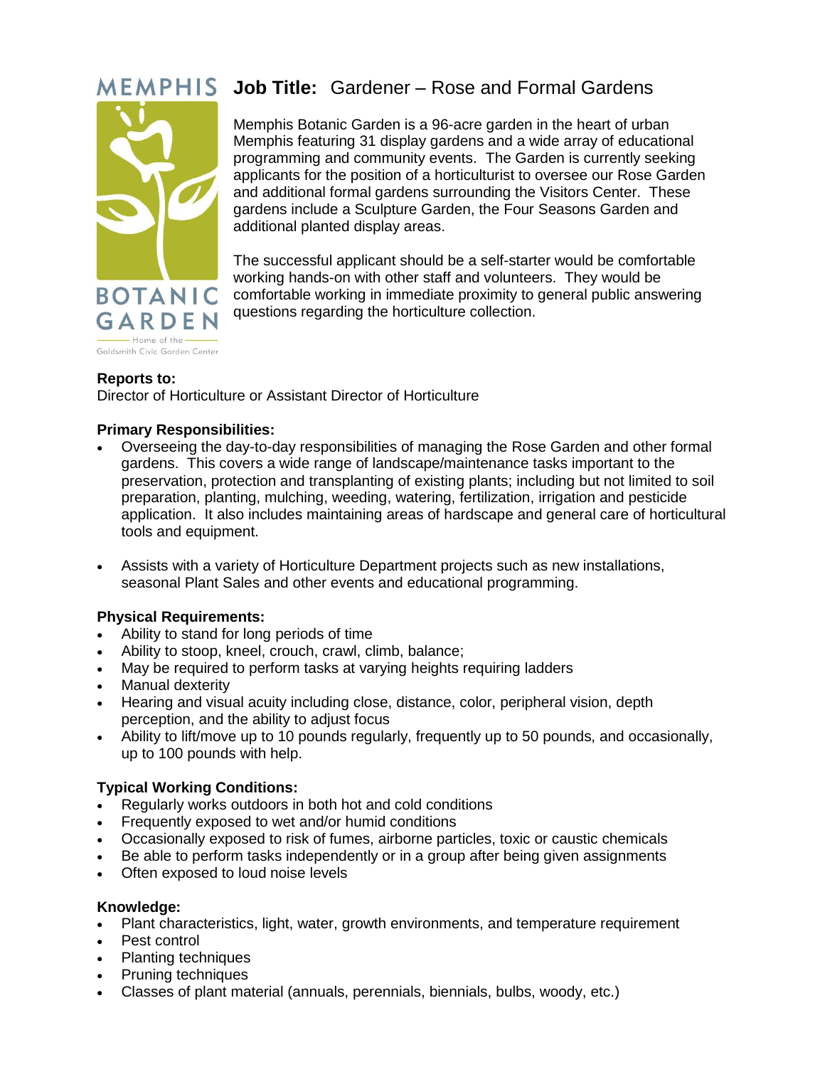MEMPHIS BOTANIC GARDEN
Home of the Goldsmith Civic Garden Center

# Job Title: Gardener – Rose and Formal Gardens

Memphis Botanic Garden is a 96-acre garden in the heart of urban Memphis featuring 31 display gardens and a wide array of educational programming and community events. The Garden is currently seeking applicants for the position of a horticulturist to oversee our Rose Garden and additional formal gardens surrounding the Visitors Center. These gardens include a Sculpture Garden, the Four Seasons Garden and additional planted display areas.

The successful applicant should be a self-starter would be comfortable working hands-on with other staff and volunteers. They would be comfortable working in immediate proximity to general public answering questions regarding the horticulture collection.

**Reports to:**
Director of Horticulture or Assistant Director of Horticulture

**Primary Responsibilities:**

- Overseeing the day-to-day responsibilities of managing the Rose Garden and other formal gardens. This covers a wide range of landscape/maintenance tasks important to the preservation, protection and transplanting of existing plants; including but not limited to soil preparation, planting, mulching, weeding, watering, fertilization, irrigation and pesticide application. It also includes maintaining areas of hardscape and general care of horticultural tools and equipment.

- Assists with a variety of Horticulture Department projects such as new installations, seasonal Plant Sales and other events and educational programming.

**Physical Requirements:**

- Ability to stand for long periods of time
- Ability to stoop, kneel, crouch, crawl, climb, balance;
- May be required to perform tasks at varying heights requiring ladders
- Manual dexterity
- Hearing and visual acuity including close, distance, color, peripheral vision, depth perception, and the ability to adjust focus
- Ability to lift/move up to 10 pounds regularly, frequently up to 50 pounds, and occasionally, up to 100 pounds with help.

**Typical Working Conditions:**

- Regularly works outdoors in both hot and cold conditions
- Frequently exposed to wet and/or humid conditions
- Occasionally exposed to risk of fumes, airborne particles, toxic or caustic chemicals
- Be able to perform tasks independently or in a group after being given assignments
- Often exposed to loud noise levels

**Knowledge:**

- Plant characteristics, light, water, growth environments, and temperature requirement
- Pest control
- Planting techniques
- Pruning techniques
- Classes of plant material (annuals, perennials, biennials, bulbs, woody, etc.)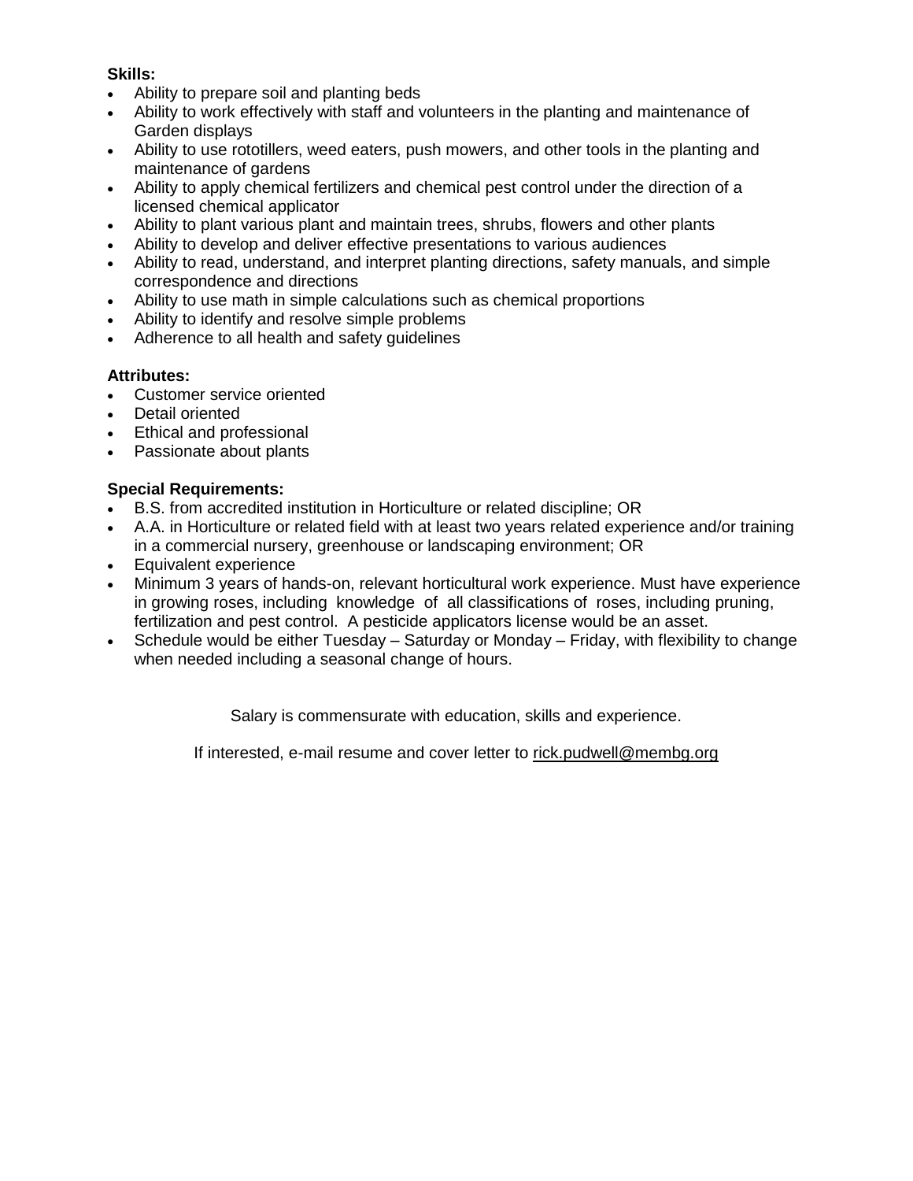**Skills:**

- Ability to prepare soil and planting beds
- Ability to work effectively with staff and volunteers in the planting and maintenance of Garden displays
- Ability to use rototillers, weed eaters, push mowers, and other tools in the planting and maintenance of gardens
- Ability to apply chemical fertilizers and chemical pest control under the direction of a licensed chemical applicator
- Ability to plant various plant and maintain trees, shrubs, flowers and other plants
- Ability to develop and deliver effective presentations to various audiences
- Ability to read, understand, and interpret planting directions, safety manuals, and simple correspondence and directions
- Ability to use math in simple calculations such as chemical proportions
- Ability to identify and resolve simple problems
- Adherence to all health and safety guidelines

**Attributes:**

- Customer service oriented
- Detail oriented
- Ethical and professional
- Passionate about plants

**Special Requirements:**

- B.S. from accredited institution in Horticulture or related discipline; OR
- A.A. in Horticulture or related field with at least two years related experience and/or training in a commercial nursery, greenhouse or landscaping environment; OR
- Equivalent experience
- Minimum 3 years of hands-on, relevant horticultural work experience. Must have experience in growing roses, including knowledge of all classifications of roses, including pruning, fertilization and pest control. A pesticide applicators license would be an asset.
- Schedule would be either Tuesday – Saturday or Monday – Friday, with flexibility to change when needed including a seasonal change of hours.

Salary is commensurate with education, skills and experience.

If interested, e-mail resume and cover letter to rick.pudwell@membg.org